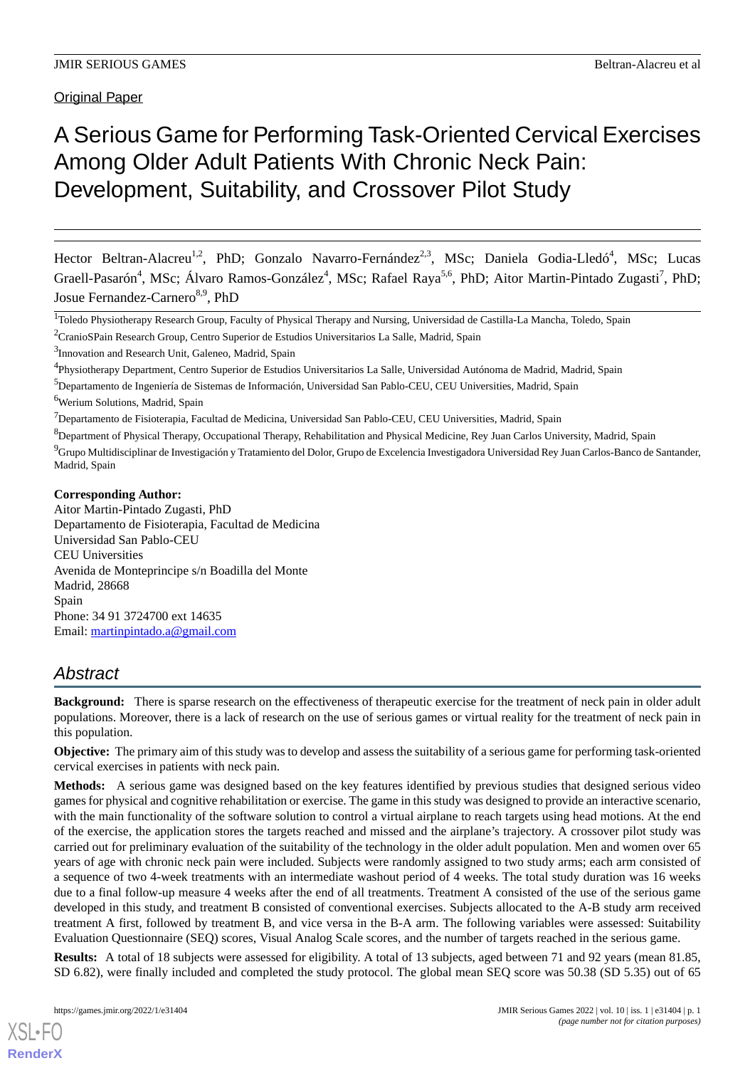Original Paper

# A Serious Game for Performing Task-Oriented Cervical Exercises Among Older Adult Patients With Chronic Neck Pain: Development, Suitability, and Crossover Pilot Study

Hector Beltran-Alacreu[1,2], PhD; Gonzalo Navarro-Fernández[2,3], MSc; Daniela Godia-Lledó[4], MSc; Lucas Graell-Pasarón[4], MSc; Álvaro Ramos-González[4], MSc; Rafael Raya[5,6], PhD; Aitor Martin-Pintado Zugasti[7], PhD; Josue Fernandez-Carnero[8,9], PhD

[1]Toledo Physiotherapy Research Group, Faculty of Physical Therapy and Nursing, Universidad de Castilla-La Mancha, Toledo, Spain

[2]CranioSPain Research Group, Centro Superior de Estudios Universitarios La Salle, Madrid, Spain

[3]Innovation and Research Unit, Galeneo, Madrid, Spain

[4]Physiotherapy Department, Centro Superior de Estudios Universitarios La Salle, Universidad Autónoma de Madrid, Madrid, Spain

[5]Departamento de Ingeniería de Sistemas de Información, Universidad San Pablo-CEU, CEU Universities, Madrid, Spain

[6]Werium Solutions, Madrid, Spain

[7]Departamento de Fisioterapia, Facultad de Medicina, Universidad San Pablo-CEU, CEU Universities, Madrid, Spain

[8]Department of Physical Therapy, Occupational Therapy, Rehabilitation and Physical Medicine, Rey Juan Carlos University, Madrid, Spain

[9]Grupo Multidisciplinar de Investigación y Tratamiento del Dolor, Grupo de Excelencia Investigadora Universidad Rey Juan Carlos-Banco de Santander, Madrid, Spain

**Corresponding Author:**
Aitor Martin-Pintado Zugasti, PhD
Departamento de Fisioterapia, Facultad de Medicina
Universidad San Pablo-CEU
CEU Universities
Avenida de Monteprincipe s/n Boadilla del Monte
Madrid, 28668
Spain
Phone: 34 91 3724700 ext 14635
Email: martinpintado.a@gmail.com

## Abstract

**Background:** There is sparse research on the effectiveness of therapeutic exercise for the treatment of neck pain in older adult populations. Moreover, there is a lack of research on the use of serious games or virtual reality for the treatment of neck pain in this population.

**Objective:** The primary aim of this study was to develop and assess the suitability of a serious game for performing task-oriented cervical exercises in patients with neck pain.

**Methods:** A serious game was designed based on the key features identified by previous studies that designed serious video games for physical and cognitive rehabilitation or exercise. The game in this study was designed to provide an interactive scenario, with the main functionality of the software solution to control a virtual airplane to reach targets using head motions. At the end of the exercise, the application stores the targets reached and missed and the airplane's trajectory. A crossover pilot study was carried out for preliminary evaluation of the suitability of the technology in the older adult population. Men and women over 65 years of age with chronic neck pain were included. Subjects were randomly assigned to two study arms; each arm consisted of a sequence of two 4-week treatments with an intermediate washout period of 4 weeks. The total study duration was 16 weeks due to a final follow-up measure 4 weeks after the end of all treatments. Treatment A consisted of the use of the serious game developed in this study, and treatment B consisted of conventional exercises. Subjects allocated to the A-B study arm received treatment A first, followed by treatment B, and vice versa in the B-A arm. The following variables were assessed: Suitability Evaluation Questionnaire (SEQ) scores, Visual Analog Scale scores, and the number of targets reached in the serious game.

**Results:** A total of 18 subjects were assessed for eligibility. A total of 13 subjects, aged between 71 and 92 years (mean 81.85, SD 6.82), were finally included and completed the study protocol. The global mean SEQ score was 50.38 (SD 5.35) out of 65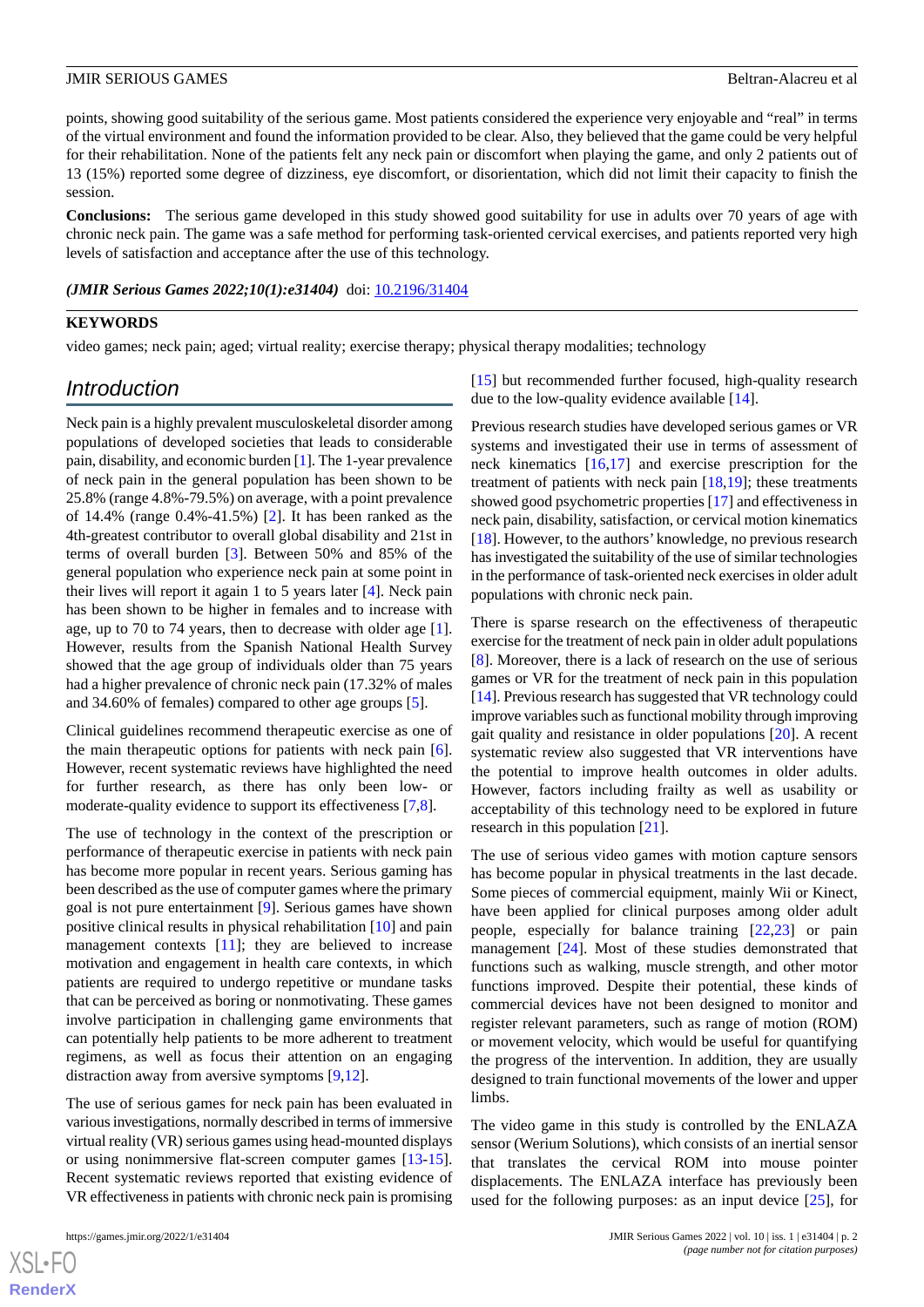points, showing good suitability of the serious game. Most patients considered the experience very enjoyable and "real" in terms of the virtual environment and found the information provided to be clear. Also, they believed that the game could be very helpful for their rehabilitation. None of the patients felt any neck pain or discomfort when playing the game, and only 2 patients out of 13 (15%) reported some degree of dizziness, eye discomfort, or disorientation, which did not limit their capacity to finish the session.

**Conclusions:** The serious game developed in this study showed good suitability for use in adults over 70 years of age with chronic neck pain. The game was a safe method for performing task-oriented cervical exercises, and patients reported very high levels of satisfaction and acceptance after the use of this technology.

***(JMIR Serious Games 2022;10(1):e31404)*** doi: 10.2196/31404

**KEYWORDS**

video games; neck pain; aged; virtual reality; exercise therapy; physical therapy modalities; technology

## Introduction

Neck pain is a highly prevalent musculoskeletal disorder among populations of developed societies that leads to considerable pain, disability, and economic burden [1]. The 1-year prevalence of neck pain in the general population has been shown to be 25.8% (range 4.8%-79.5%) on average, with a point prevalence of 14.4% (range 0.4%-41.5%) [2]. It has been ranked as the 4th-greatest contributor to overall global disability and 21st in terms of overall burden [3]. Between 50% and 85% of the general population who experience neck pain at some point in their lives will report it again 1 to 5 years later [4]. Neck pain has been shown to be higher in females and to increase with age, up to 70 to 74 years, then to decrease with older age [1]. However, results from the Spanish National Health Survey showed that the age group of individuals older than 75 years had a higher prevalence of chronic neck pain (17.32% of males and 34.60% of females) compared to other age groups [5].

Clinical guidelines recommend therapeutic exercise as one of the main therapeutic options for patients with neck pain [6]. However, recent systematic reviews have highlighted the need for further research, as there has only been low- or moderate-quality evidence to support its effectiveness [7,8].

The use of technology in the context of the prescription or performance of therapeutic exercise in patients with neck pain has become more popular in recent years. Serious gaming has been described as the use of computer games where the primary goal is not pure entertainment [9]. Serious games have shown positive clinical results in physical rehabilitation [10] and pain management contexts [11]; they are believed to increase motivation and engagement in health care contexts, in which patients are required to undergo repetitive or mundane tasks that can be perceived as boring or nonmotivating. These games involve participation in challenging game environments that can potentially help patients to be more adherent to treatment regimens, as well as focus their attention on an engaging distraction away from aversive symptoms [9,12].

The use of serious games for neck pain has been evaluated in various investigations, normally described in terms of immersive virtual reality (VR) serious games using head-mounted displays or using nonimmersive flat-screen computer games [13-15]. Recent systematic reviews reported that existing evidence of VR effectiveness in patients with chronic neck pain is promising [15] but recommended further focused, high-quality research due to the low-quality evidence available [14].

Previous research studies have developed serious games or VR systems and investigated their use in terms of assessment of neck kinematics [16,17] and exercise prescription for the treatment of patients with neck pain [18,19]; these treatments showed good psychometric properties [17] and effectiveness in neck pain, disability, satisfaction, or cervical motion kinematics [18]. However, to the authors' knowledge, no previous research has investigated the suitability of the use of similar technologies in the performance of task-oriented neck exercises in older adult populations with chronic neck pain.

There is sparse research on the effectiveness of therapeutic exercise for the treatment of neck pain in older adult populations [8]. Moreover, there is a lack of research on the use of serious games or VR for the treatment of neck pain in this population [14]. Previous research has suggested that VR technology could improve variables such as functional mobility through improving gait quality and resistance in older populations [20]. A recent systematic review also suggested that VR interventions have the potential to improve health outcomes in older adults. However, factors including frailty as well as usability or acceptability of this technology need to be explored in future research in this population [21].

The use of serious video games with motion capture sensors has become popular in physical treatments in the last decade. Some pieces of commercial equipment, mainly Wii or Kinect, have been applied for clinical purposes among older adult people, especially for balance training [22,23] or pain management [24]. Most of these studies demonstrated that functions such as walking, muscle strength, and other motor functions improved. Despite their potential, these kinds of commercial devices have not been designed to monitor and register relevant parameters, such as range of motion (ROM) or movement velocity, which would be useful for quantifying the progress of the intervention. In addition, they are usually designed to train functional movements of the lower and upper limbs.

The video game in this study is controlled by the ENLAZA sensor (Werium Solutions), which consists of an inertial sensor that translates the cervical ROM into mouse pointer displacements. The ENLAZA interface has previously been used for the following purposes: as an input device [25], for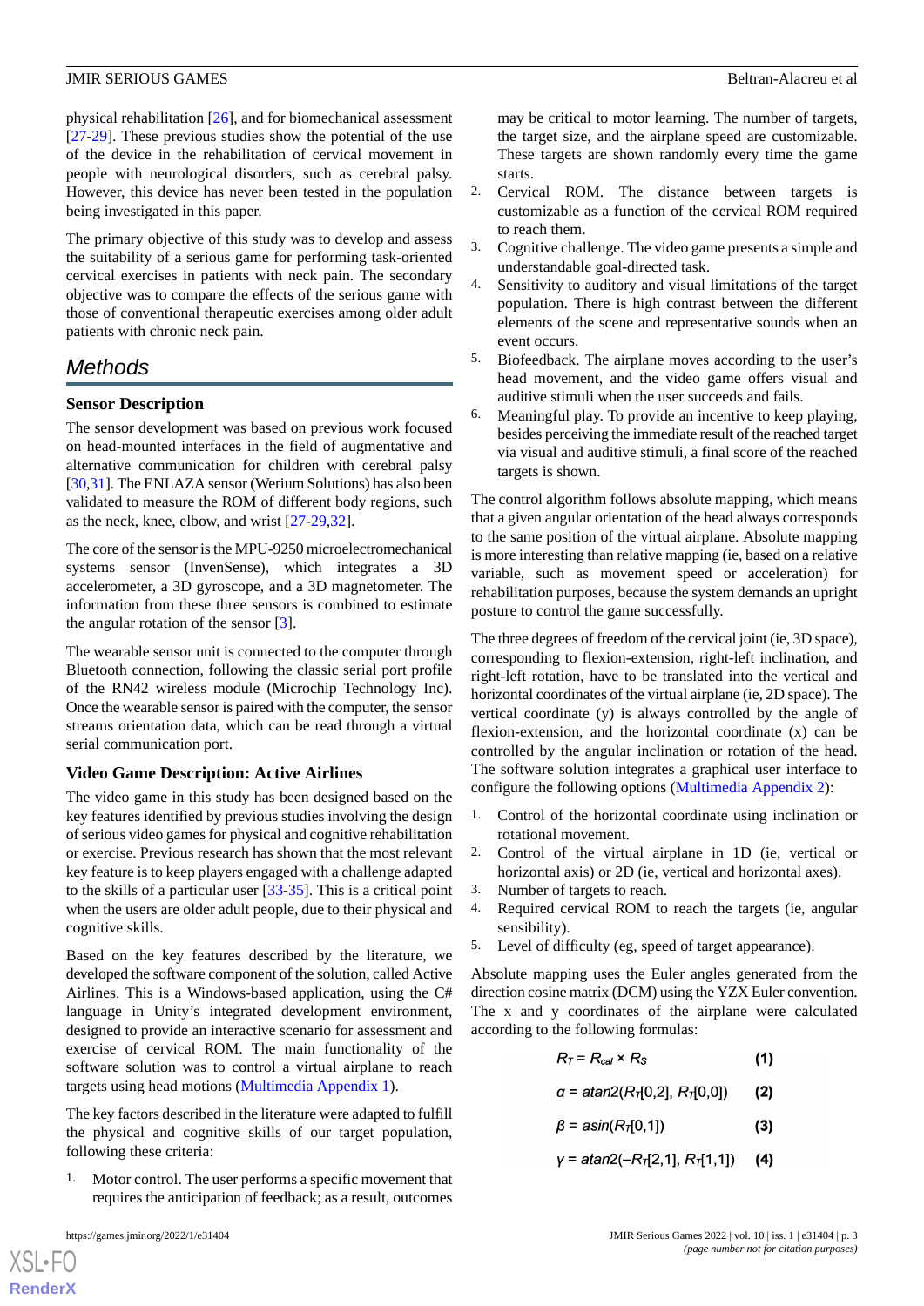physical rehabilitation [26], and for biomechanical assessment [27-29]. These previous studies show the potential of the use of the device in the rehabilitation of cervical movement in people with neurological disorders, such as cerebral palsy. However, this device has never been tested in the population being investigated in this paper.

The primary objective of this study was to develop and assess the suitability of a serious game for performing task-oriented cervical exercises in patients with neck pain. The secondary objective was to compare the effects of the serious game with those of conventional therapeutic exercises among older adult patients with chronic neck pain.

## Methods

### Sensor Description

The sensor development was based on previous work focused on head-mounted interfaces in the field of augmentative and alternative communication for children with cerebral palsy [30,31]. The ENLAZA sensor (Werium Solutions) has also been validated to measure the ROM of different body regions, such as the neck, knee, elbow, and wrist [27-29,32].

The core of the sensor is the MPU-9250 microelectromechanical systems sensor (InvenSense), which integrates a 3D accelerometer, a 3D gyroscope, and a 3D magnetometer. The information from these three sensors is combined to estimate the angular rotation of the sensor [3].

The wearable sensor unit is connected to the computer through Bluetooth connection, following the classic serial port profile of the RN42 wireless module (Microchip Technology Inc). Once the wearable sensor is paired with the computer, the sensor streams orientation data, which can be read through a virtual serial communication port.

### Video Game Description: Active Airlines

The video game in this study has been designed based on the key features identified by previous studies involving the design of serious video games for physical and cognitive rehabilitation or exercise. Previous research has shown that the most relevant key feature is to keep players engaged with a challenge adapted to the skills of a particular user [33-35]. This is a critical point when the users are older adult people, due to their physical and cognitive skills.

Based on the key features described by the literature, we developed the software component of the solution, called Active Airlines. This is a Windows-based application, using the C# language in Unity's integrated development environment, designed to provide an interactive scenario for assessment and exercise of cervical ROM. The main functionality of the software solution was to control a virtual airplane to reach targets using head motions (Multimedia Appendix 1).

The key factors described in the literature were adapted to fulfill the physical and cognitive skills of our target population, following these criteria:

1. Motor control. The user performs a specific movement that requires the anticipation of feedback; as a result, outcomes may be critical to motor learning. The number of targets, the target size, and the airplane speed are customizable. These targets are shown randomly every time the game starts.
2. Cervical ROM. The distance between targets is customizable as a function of the cervical ROM required to reach them.
3. Cognitive challenge. The video game presents a simple and understandable goal-directed task.
4. Sensitivity to auditory and visual limitations of the target population. There is high contrast between the different elements of the scene and representative sounds when an event occurs.
5. Biofeedback. The airplane moves according to the user's head movement, and the video game offers visual and auditive stimuli when the user succeeds and fails.
6. Meaningful play. To provide an incentive to keep playing, besides perceiving the immediate result of the reached target via visual and auditive stimuli, a final score of the reached targets is shown.

The control algorithm follows absolute mapping, which means that a given angular orientation of the head always corresponds to the same position of the virtual airplane. Absolute mapping is more interesting than relative mapping (ie, based on a relative variable, such as movement speed or acceleration) for rehabilitation purposes, because the system demands an upright posture to control the game successfully.

The three degrees of freedom of the cervical joint (ie, 3D space), corresponding to flexion-extension, right-left inclination, and right-left rotation, have to be translated into the vertical and horizontal coordinates of the virtual airplane (ie, 2D space). The vertical coordinate (y) is always controlled by the angle of flexion-extension, and the horizontal coordinate (x) can be controlled by the angular inclination or rotation of the head. The software solution integrates a graphical user interface to configure the following options (Multimedia Appendix 2):

1. Control of the horizontal coordinate using inclination or rotational movement.
2. Control of the virtual airplane in 1D (ie, vertical or horizontal axis) or 2D (ie, vertical and horizontal axes).
3. Number of targets to reach.
4. Required cervical ROM to reach the targets (ie, angular sensibility).
5. Level of difficulty (eg, speed of target appearance).

Absolute mapping uses the Euler angles generated from the direction cosine matrix (DCM) using the YZX Euler convention. The x and y coordinates of the airplane were calculated according to the following formulas:

$$R_T = R_{cal} \times R_S \quad (1)$$

$$\alpha = atan2(R_T[0,2], R_T[0,0]) \quad (2)$$

$$\beta = asin(R_T[0,1]) \quad (3)$$

$$\gamma = atan2(-R_T[2,1], R_T[1,1]) \quad (4)$$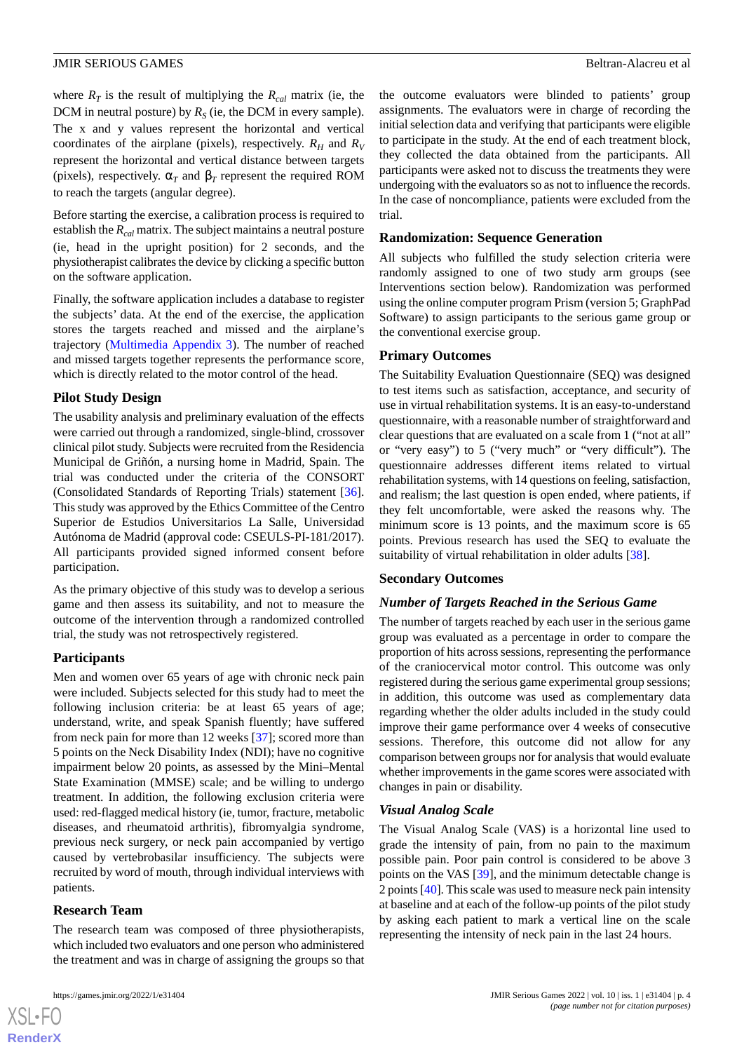where $R_T$ is the result of multiplying the $R_{cal}$ matrix (ie, the DCM in neutral posture) by $R_S$ (ie, the DCM in every sample). The x and y values represent the horizontal and vertical coordinates of the airplane (pixels), respectively. $R_H$ and $R_V$ represent the horizontal and vertical distance between targets (pixels), respectively. $\alpha_T$ and $\beta_T$ represent the required ROM to reach the targets (angular degree).

Before starting the exercise, a calibration process is required to establish the $R_{cal}$ matrix. The subject maintains a neutral posture (ie, head in the upright position) for 2 seconds, and the physiotherapist calibrates the device by clicking a specific button on the software application.

Finally, the software application includes a database to register the subjects' data. At the end of the exercise, the application stores the targets reached and missed and the airplane's trajectory (Multimedia Appendix 3). The number of reached and missed targets together represents the performance score, which is directly related to the motor control of the head.

### Pilot Study Design

The usability analysis and preliminary evaluation of the effects were carried out through a randomized, single-blind, crossover clinical pilot study. Subjects were recruited from the Residencia Municipal de Griñón, a nursing home in Madrid, Spain. The trial was conducted under the criteria of the CONSORT (Consolidated Standards of Reporting Trials) statement [36]. This study was approved by the Ethics Committee of the Centro Superior de Estudios Universitarios La Salle, Universidad Autónoma de Madrid (approval code: CSEULS-PI-181/2017). All participants provided signed informed consent before participation.

As the primary objective of this study was to develop a serious game and then assess its suitability, and not to measure the outcome of the intervention through a randomized controlled trial, the study was not retrospectively registered.

### Participants

Men and women over 65 years of age with chronic neck pain were included. Subjects selected for this study had to meet the following inclusion criteria: be at least 65 years of age; understand, write, and speak Spanish fluently; have suffered from neck pain for more than 12 weeks [37]; scored more than 5 points on the Neck Disability Index (NDI); have no cognitive impairment below 20 points, as assessed by the Mini–Mental State Examination (MMSE) scale; and be willing to undergo treatment. In addition, the following exclusion criteria were used: red-flagged medical history (ie, tumor, fracture, metabolic diseases, and rheumatoid arthritis), fibromyalgia syndrome, previous neck surgery, or neck pain accompanied by vertigo caused by vertebrobasilar insufficiency. The subjects were recruited by word of mouth, through individual interviews with patients.

### Research Team

The research team was composed of three physiotherapists, which included two evaluators and one person who administered the treatment and was in charge of assigning the groups so that the outcome evaluators were blinded to patients' group assignments. The evaluators were in charge of recording the initial selection data and verifying that participants were eligible to participate in the study. At the end of each treatment block, they collected the data obtained from the participants. All participants were asked not to discuss the treatments they were undergoing with the evaluators so as not to influence the records. In the case of noncompliance, patients were excluded from the trial.

### Randomization: Sequence Generation

All subjects who fulfilled the study selection criteria were randomly assigned to one of two study arm groups (see Interventions section below). Randomization was performed using the online computer program Prism (version 5; GraphPad Software) to assign participants to the serious game group or the conventional exercise group.

### Primary Outcomes

The Suitability Evaluation Questionnaire (SEQ) was designed to test items such as satisfaction, acceptance, and security of use in virtual rehabilitation systems. It is an easy-to-understand questionnaire, with a reasonable number of straightforward and clear questions that are evaluated on a scale from 1 ("not at all" or "very easy") to 5 ("very much" or "very difficult"). The questionnaire addresses different items related to virtual rehabilitation systems, with 14 questions on feeling, satisfaction, and realism; the last question is open ended, where patients, if they felt uncomfortable, were asked the reasons why. The minimum score is 13 points, and the maximum score is 65 points. Previous research has used the SEQ to evaluate the suitability of virtual rehabilitation in older adults [38].

### Secondary Outcomes

#### *Number of Targets Reached in the Serious Game*

The number of targets reached by each user in the serious game group was evaluated as a percentage in order to compare the proportion of hits across sessions, representing the performance of the craniocervical motor control. This outcome was only registered during the serious game experimental group sessions; in addition, this outcome was used as complementary data regarding whether the older adults included in the study could improve their game performance over 4 weeks of consecutive sessions. Therefore, this outcome did not allow for any comparison between groups nor for analysis that would evaluate whether improvements in the game scores were associated with changes in pain or disability.

#### *Visual Analog Scale*

The Visual Analog Scale (VAS) is a horizontal line used to grade the intensity of pain, from no pain to the maximum possible pain. Poor pain control is considered to be above 3 points on the VAS [39], and the minimum detectable change is 2 points [40]. This scale was used to measure neck pain intensity at baseline and at each of the follow-up points of the pilot study by asking each patient to mark a vertical line on the scale representing the intensity of neck pain in the last 24 hours.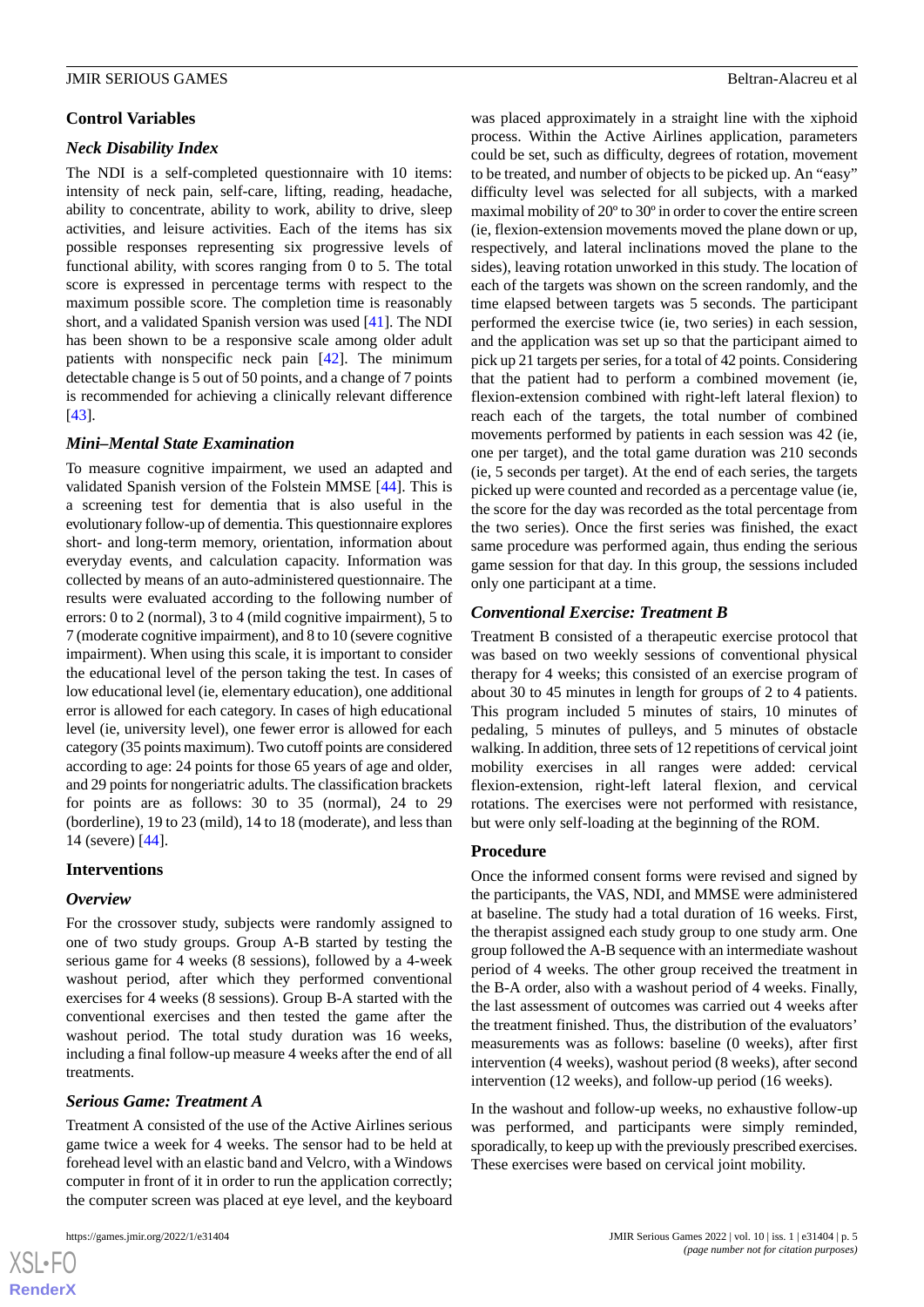### Control Variables

#### *Neck Disability Index*

The NDI is a self-completed questionnaire with 10 items: intensity of neck pain, self-care, lifting, reading, headache, ability to concentrate, ability to work, ability to drive, sleep activities, and leisure activities. Each of the items has six possible responses representing six progressive levels of functional ability, with scores ranging from 0 to 5. The total score is expressed in percentage terms with respect to the maximum possible score. The completion time is reasonably short, and a validated Spanish version was used [41]. The NDI has been shown to be a responsive scale among older adult patients with nonspecific neck pain [42]. The minimum detectable change is 5 out of 50 points, and a change of 7 points is recommended for achieving a clinically relevant difference [43].

#### *Mini–Mental State Examination*

To measure cognitive impairment, we used an adapted and validated Spanish version of the Folstein MMSE [44]. This is a screening test for dementia that is also useful in the evolutionary follow-up of dementia. This questionnaire explores short- and long-term memory, orientation, information about everyday events, and calculation capacity. Information was collected by means of an auto-administered questionnaire. The results were evaluated according to the following number of errors: 0 to 2 (normal), 3 to 4 (mild cognitive impairment), 5 to 7 (moderate cognitive impairment), and 8 to 10 (severe cognitive impairment). When using this scale, it is important to consider the educational level of the person taking the test. In cases of low educational level (ie, elementary education), one additional error is allowed for each category. In cases of high educational level (ie, university level), one fewer error is allowed for each category (35 points maximum). Two cutoff points are considered according to age: 24 points for those 65 years of age and older, and 29 points for nongeriatric adults. The classification brackets for points are as follows: 30 to 35 (normal), 24 to 29 (borderline), 19 to 23 (mild), 14 to 18 (moderate), and less than 14 (severe) [44].

### Interventions

#### *Overview*

For the crossover study, subjects were randomly assigned to one of two study groups. Group A-B started by testing the serious game for 4 weeks (8 sessions), followed by a 4-week washout period, after which they performed conventional exercises for 4 weeks (8 sessions). Group B-A started with the conventional exercises and then tested the game after the washout period. The total study duration was 16 weeks, including a final follow-up measure 4 weeks after the end of all treatments.

#### *Serious Game: Treatment A*

Treatment A consisted of the use of the Active Airlines serious game twice a week for 4 weeks. The sensor had to be held at forehead level with an elastic band and Velcro, with a Windows computer in front of it in order to run the application correctly; the computer screen was placed at eye level, and the keyboard was placed approximately in a straight line with the xiphoid process. Within the Active Airlines application, parameters could be set, such as difficulty, degrees of rotation, movement to be treated, and number of objects to be picked up. An "easy" difficulty level was selected for all subjects, with a marked maximal mobility of 20º to 30º in order to cover the entire screen (ie, flexion-extension movements moved the plane down or up, respectively, and lateral inclinations moved the plane to the sides), leaving rotation unworked in this study. The location of each of the targets was shown on the screen randomly, and the time elapsed between targets was 5 seconds. The participant performed the exercise twice (ie, two series) in each session, and the application was set up so that the participant aimed to pick up 21 targets per series, for a total of 42 points. Considering that the patient had to perform a combined movement (ie, flexion-extension combined with right-left lateral flexion) to reach each of the targets, the total number of combined movements performed by patients in each session was 42 (ie, one per target), and the total game duration was 210 seconds (ie, 5 seconds per target). At the end of each series, the targets picked up were counted and recorded as a percentage value (ie, the score for the day was recorded as the total percentage from the two series). Once the first series was finished, the exact same procedure was performed again, thus ending the serious game session for that day. In this group, the sessions included only one participant at a time.

#### *Conventional Exercise: Treatment B*

Treatment B consisted of a therapeutic exercise protocol that was based on two weekly sessions of conventional physical therapy for 4 weeks; this consisted of an exercise program of about 30 to 45 minutes in length for groups of 2 to 4 patients. This program included 5 minutes of stairs, 10 minutes of pedaling, 5 minutes of pulleys, and 5 minutes of obstacle walking. In addition, three sets of 12 repetitions of cervical joint mobility exercises in all ranges were added: cervical flexion-extension, right-left lateral flexion, and cervical rotations. The exercises were not performed with resistance, but were only self-loading at the beginning of the ROM.

### Procedure

Once the informed consent forms were revised and signed by the participants, the VAS, NDI, and MMSE were administered at baseline. The study had a total duration of 16 weeks. First, the therapist assigned each study group to one study arm. One group followed the A-B sequence with an intermediate washout period of 4 weeks. The other group received the treatment in the B-A order, also with a washout period of 4 weeks. Finally, the last assessment of outcomes was carried out 4 weeks after the treatment finished. Thus, the distribution of the evaluators' measurements was as follows: baseline (0 weeks), after first intervention (4 weeks), washout period (8 weeks), after second intervention (12 weeks), and follow-up period (16 weeks).

In the washout and follow-up weeks, no exhaustive follow-up was performed, and participants were simply reminded, sporadically, to keep up with the previously prescribed exercises. These exercises were based on cervical joint mobility.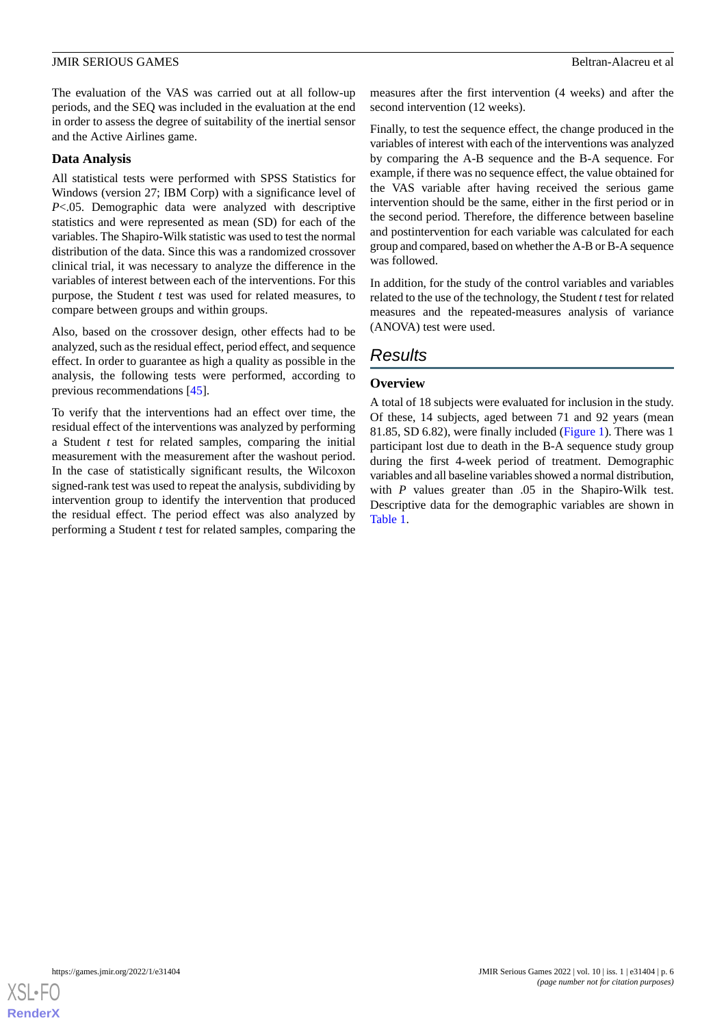The evaluation of the VAS was carried out at all follow-up periods, and the SEQ was included in the evaluation at the end in order to assess the degree of suitability of the inertial sensor and the Active Airlines game.

### Data Analysis

All statistical tests were performed with SPSS Statistics for Windows (version 27; IBM Corp) with a significance level of $P<.05$. Demographic data were analyzed with descriptive statistics and were represented as mean (SD) for each of the variables. The Shapiro-Wilk statistic was used to test the normal distribution of the data. Since this was a randomized crossover clinical trial, it was necessary to analyze the difference in the variables of interest between each of the interventions. For this purpose, the Student *t* test was used for related measures, to compare between groups and within groups.

Also, based on the crossover design, other effects had to be analyzed, such as the residual effect, period effect, and sequence effect. In order to guarantee as high a quality as possible in the analysis, the following tests were performed, according to previous recommendations [45].

To verify that the interventions had an effect over time, the residual effect of the interventions was analyzed by performing a Student *t* test for related samples, comparing the initial measurement with the measurement after the washout period. In the case of statistically significant results, the Wilcoxon signed-rank test was used to repeat the analysis, subdividing by intervention group to identify the intervention that produced the residual effect. The period effect was also analyzed by performing a Student *t* test for related samples, comparing the measures after the first intervention (4 weeks) and after the second intervention (12 weeks).

Finally, to test the sequence effect, the change produced in the variables of interest with each of the interventions was analyzed by comparing the A-B sequence and the B-A sequence. For example, if there was no sequence effect, the value obtained for the VAS variable after having received the serious game intervention should be the same, either in the first period or in the second period. Therefore, the difference between baseline and postintervention for each variable was calculated for each group and compared, based on whether the A-B or B-A sequence was followed.

In addition, for the study of the control variables and variables related to the use of the technology, the Student *t* test for related measures and the repeated-measures analysis of variance (ANOVA) test were used.

## Results

### Overview

A total of 18 subjects were evaluated for inclusion in the study. Of these, 14 subjects, aged between 71 and 92 years (mean 81.85, SD 6.82), were finally included (Figure 1). There was 1 participant lost due to death in the B-A sequence study group during the first 4-week period of treatment. Demographic variables and all baseline variables showed a normal distribution, with *P* values greater than .05 in the Shapiro-Wilk test. Descriptive data for the demographic variables are shown in Table 1.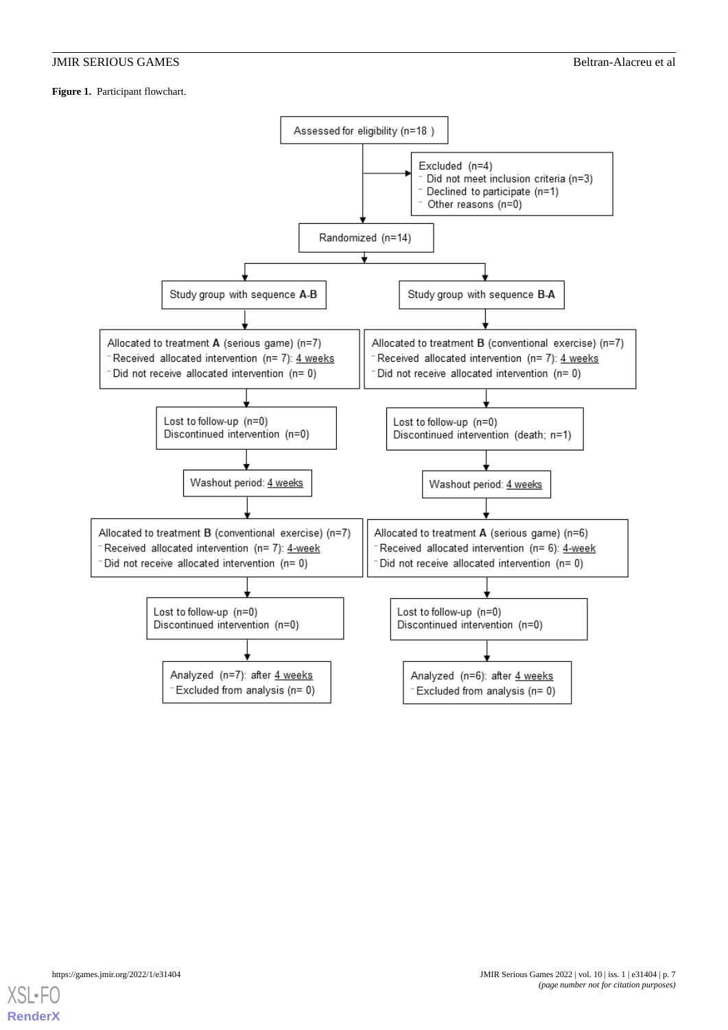**Figure 1.** Participant flowchart.

Assessed for eligibility (n=18 )

Excluded (n=4)
- Did not meet inclusion criteria (n=3)
- Declined to participate (n=1)
- Other reasons (n=0)

Randomized (n=14)

| Study group with sequence **A-B** | Study group with sequence **B-A** |
| --- | --- |
| Allocated to treatment **A** (serious game) (n=7)<br>- Received allocated intervention (n= 7): 4 weeks<br>- Did not receive allocated intervention (n= 0) | Allocated to treatment **B** (conventional exercise) (n=7)<br>- Received allocated intervention (n= 7): 4 weeks<br>- Did not receive allocated intervention (n= 0) |
| Lost to follow-up (n=0)<br>Discontinued intervention (n=0) | Lost to follow-up (n=0)<br>Discontinued intervention (death; n=1) |
| Washout period: 4 weeks | Washout period: 4 weeks |
| Allocated to treatment **B** (conventional exercise) (n=7)<br>- Received allocated intervention (n= 7): 4-week<br>- Did not receive allocated intervention (n= 0) | Allocated to treatment **A** (serious game) (n=6)<br>- Received allocated intervention (n= 6): 4-week<br>- Did not receive allocated intervention (n= 0) |
| Lost to follow-up (n=0)<br>Discontinued intervention (n=0) | Lost to follow-up (n=0)<br>Discontinued intervention (n=0) |
| Analyzed (n=7): after 4 weeks<br>- Excluded from analysis (n= 0) | Analyzed (n=6): after 4 weeks<br>- Excluded from analysis (n= 0) |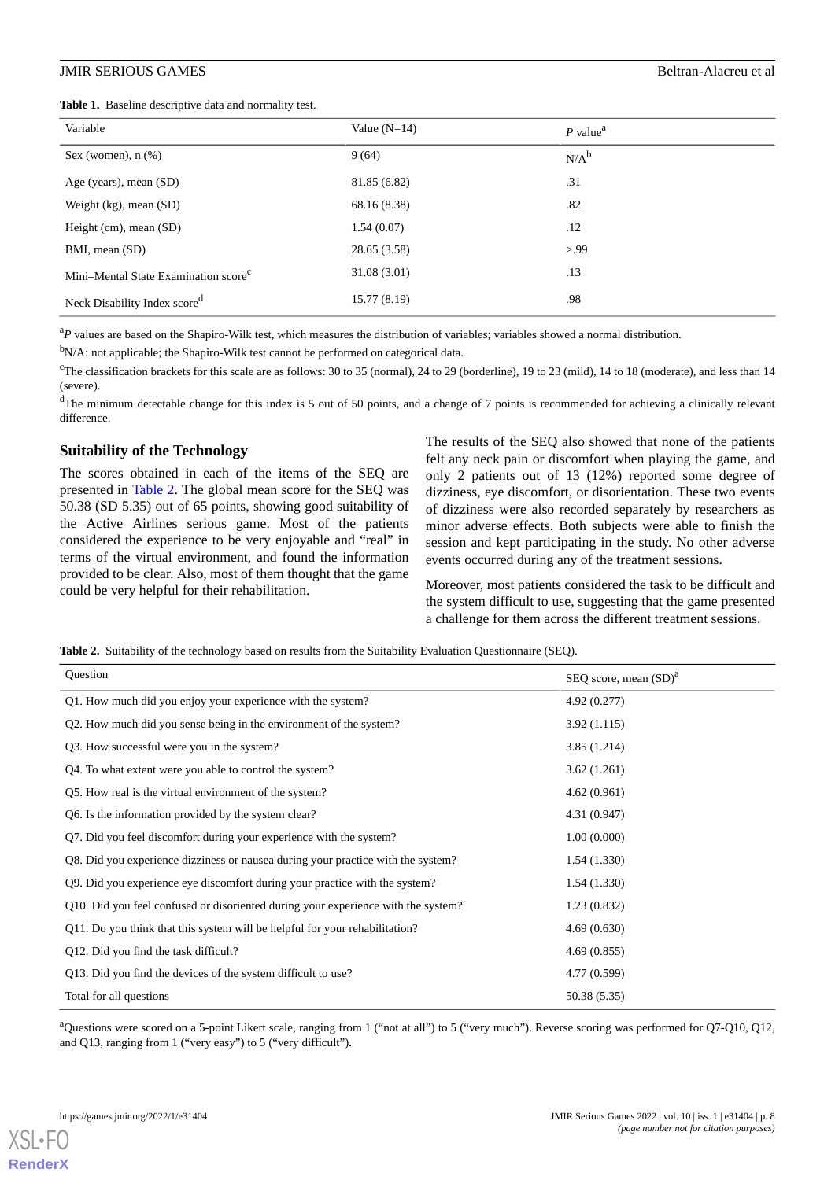**Table 1.** Baseline descriptive data and normality test.

| Variable | Value (N=14) | *P* value[a] |
|---|---|---|
| Sex (women), n (%) | 9 (64) | N/A[b] |
| Age (years), mean (SD) | 81.85 (6.82) | .31 |
| Weight (kg), mean (SD) | 68.16 (8.38) | .82 |
| Height (cm), mean (SD) | 1.54 (0.07) | .12 |
| BMI, mean (SD) | 28.65 (3.58) | >.99 |
| Mini–Mental State Examination score[c] | 31.08 (3.01) | .13 |
| Neck Disability Index score[d] | 15.77 (8.19) | .98 |

[a]*P* values are based on the Shapiro-Wilk test, which measures the distribution of variables; variables showed a normal distribution.

[b]N/A: not applicable; the Shapiro-Wilk test cannot be performed on categorical data.

[c]The classification brackets for this scale are as follows: 30 to 35 (normal), 24 to 29 (borderline), 19 to 23 (mild), 14 to 18 (moderate), and less than 14 (severe).

[d]The minimum detectable change for this index is 5 out of 50 points, and a change of 7 points is recommended for achieving a clinically relevant difference.

### Suitability of the Technology

The scores obtained in each of the items of the SEQ are presented in Table 2. The global mean score for the SEQ was 50.38 (SD 5.35) out of 65 points, showing good suitability of the Active Airlines serious game. Most of the patients considered the experience to be very enjoyable and "real" in terms of the virtual environment, and found the information provided to be clear. Also, most of them thought that the game could be very helpful for their rehabilitation.

The results of the SEQ also showed that none of the patients felt any neck pain or discomfort when playing the game, and only 2 patients out of 13 (12%) reported some degree of dizziness, eye discomfort, or disorientation. These two events of dizziness were also recorded separately by researchers as minor adverse effects. Both subjects were able to finish the session and kept participating in the study. No other adverse events occurred during any of the treatment sessions.

Moreover, most patients considered the task to be difficult and the system difficult to use, suggesting that the game presented a challenge for them across the different treatment sessions.

**Table 2.** Suitability of the technology based on results from the Suitability Evaluation Questionnaire (SEQ).

| Question | SEQ score, mean (SD)[a] |
|---|---|
| Q1. How much did you enjoy your experience with the system? | 4.92 (0.277) |
| Q2. How much did you sense being in the environment of the system? | 3.92 (1.115) |
| Q3. How successful were you in the system? | 3.85 (1.214) |
| Q4. To what extent were you able to control the system? | 3.62 (1.261) |
| Q5. How real is the virtual environment of the system? | 4.62 (0.961) |
| Q6. Is the information provided by the system clear? | 4.31 (0.947) |
| Q7. Did you feel discomfort during your experience with the system? | 1.00 (0.000) |
| Q8. Did you experience dizziness or nausea during your practice with the system? | 1.54 (1.330) |
| Q9. Did you experience eye discomfort during your practice with the system? | 1.54 (1.330) |
| Q10. Did you feel confused or disoriented during your experience with the system? | 1.23 (0.832) |
| Q11. Do you think that this system will be helpful for your rehabilitation? | 4.69 (0.630) |
| Q12. Did you find the task difficult? | 4.69 (0.855) |
| Q13. Did you find the devices of the system difficult to use? | 4.77 (0.599) |
| Total for all questions | 50.38 (5.35) |

[a]Questions were scored on a 5-point Likert scale, ranging from 1 ("not at all") to 5 ("very much"). Reverse scoring was performed for Q7-Q10, Q12, and Q13, ranging from 1 ("very easy") to 5 ("very difficult").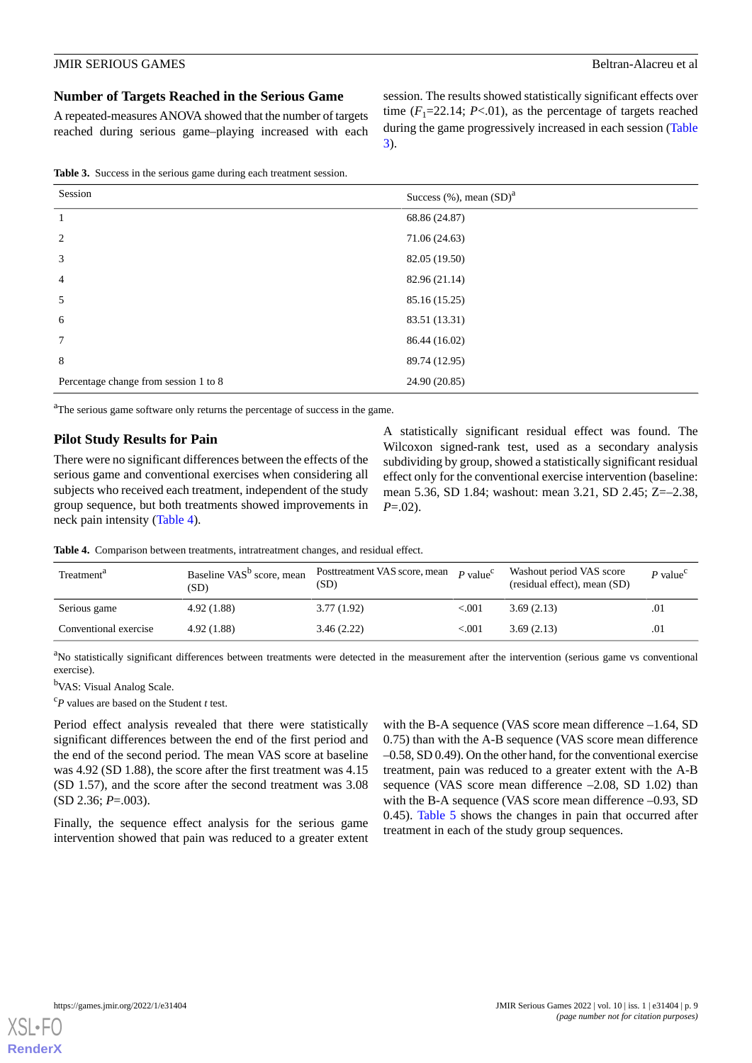### Number of Targets Reached in the Serious Game

A repeated-measures ANOVA showed that the number of targets reached during serious game–playing increased with each session. The results showed statistically significant effects over time ($F_1$=22.14; $P$<.01), as the percentage of targets reached during the game progressively increased in each session (Table 3).

**Table 3.** Success in the serious game during each treatment session.

| Session | Success (%), mean (SD)[a] |
|---|---|
| 1 | 68.86 (24.87) |
| 2 | 71.06 (24.63) |
| 3 | 82.05 (19.50) |
| 4 | 82.96 (21.14) |
| 5 | 85.16 (15.25) |
| 6 | 83.51 (13.31) |
| 7 | 86.44 (16.02) |
| 8 | 89.74 (12.95) |
| Percentage change from session 1 to 8 | 24.90 (20.85) |

[a]The serious game software only returns the percentage of success in the game.

### Pilot Study Results for Pain

There were no significant differences between the effects of the serious game and conventional exercises when considering all subjects who received each treatment, independent of the study group sequence, but both treatments showed improvements in neck pain intensity (Table 4).

A statistically significant residual effect was found. The Wilcoxon signed-rank test, used as a secondary analysis subdividing by group, showed a statistically significant residual effect only for the conventional exercise intervention (baseline: mean 5.36, SD 1.84; washout: mean 3.21, SD 2.45; Z=–2.38, $P$=.02).

**Table 4.** Comparison between treatments, intratreatment changes, and residual effect.

| Treatment[a] | Baseline VAS[b] score, mean (SD) | Posttreatment VAS score, mean (SD) | $P$ value[c] | Washout period VAS score (residual effect), mean (SD) | $P$ value[c] |
|---|---|---|---|---|---|
| Serious game | 4.92 (1.88) | 3.77 (1.92) | <.001 | 3.69 (2.13) | .01 |
| Conventional exercise | 4.92 (1.88) | 3.46 (2.22) | <.001 | 3.69 (2.13) | .01 |

[a]No statistically significant differences between treatments were detected in the measurement after the intervention (serious game vs conventional exercise).

[b]VAS: Visual Analog Scale.

[c]*P* values are based on the Student *t* test.

Period effect analysis revealed that there were statistically significant differences between the end of the first period and the end of the second period. The mean VAS score at baseline was 4.92 (SD 1.88), the score after the first treatment was 4.15 (SD 1.57), and the score after the second treatment was 3.08 (SD 2.36; $P$=.003).

Finally, the sequence effect analysis for the serious game intervention showed that pain was reduced to a greater extent with the B-A sequence (VAS score mean difference –1.64, SD 0.75) than with the A-B sequence (VAS score mean difference –0.58, SD 0.49). On the other hand, for the conventional exercise treatment, pain was reduced to a greater extent with the A-B sequence (VAS score mean difference –2.08, SD 1.02) than with the B-A sequence (VAS score mean difference –0.93, SD 0.45). Table 5 shows the changes in pain that occurred after treatment in each of the study group sequences.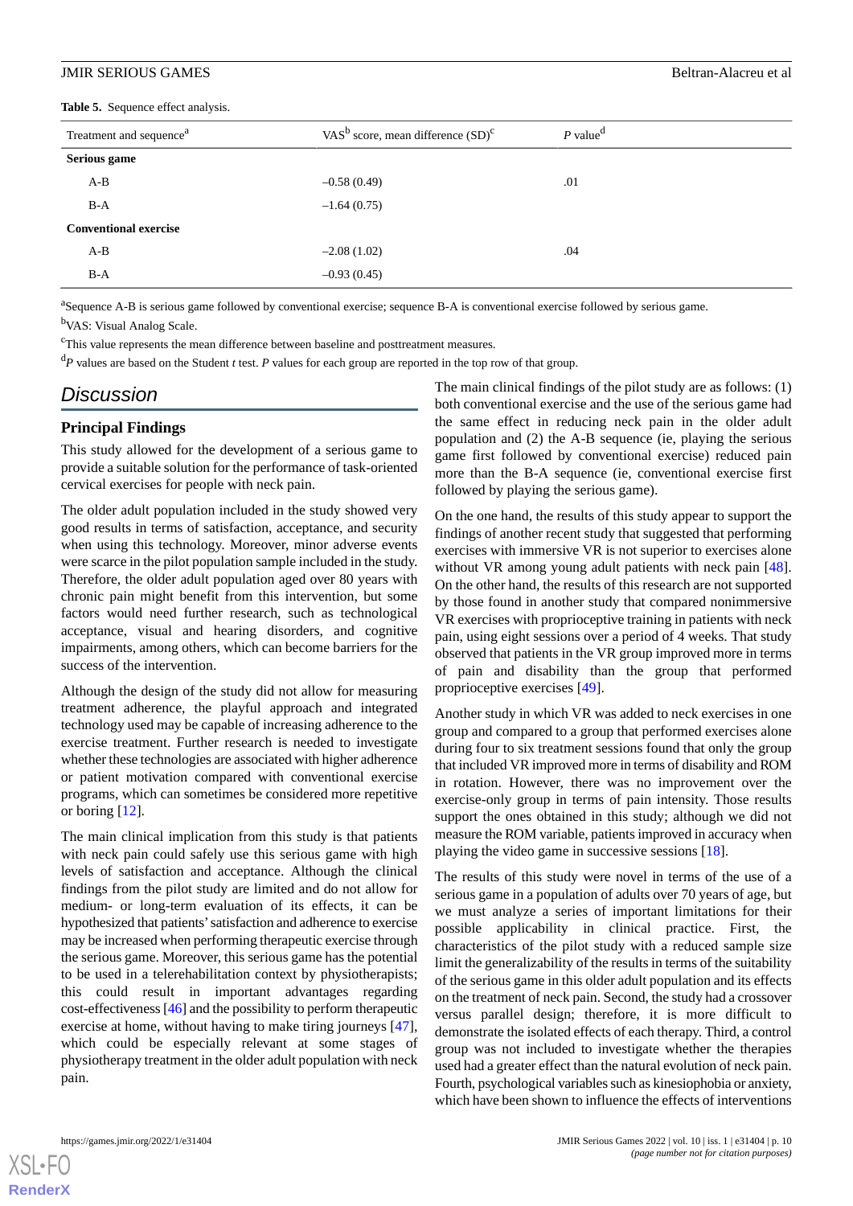**Table 5.** Sequence effect analysis.

| Treatment and sequence[a] | VAS[b] score, mean difference (SD)[c] | *P* value[d] |
|---|---|---|
| **Serious game** | | |
| A-B | –0.58 (0.49) | .01 |
| B-A | –1.64 (0.75) | |
| **Conventional exercise** | | |
| A-B | –2.08 (1.02) | .04 |
| B-A | –0.93 (0.45) | |

[a]Sequence A-B is serious game followed by conventional exercise; sequence B-A is conventional exercise followed by serious game.

[b]VAS: Visual Analog Scale.

[c]This value represents the mean difference between baseline and posttreatment measures.

[d]*P* values are based on the Student *t* test. *P* values for each group are reported in the top row of that group.

## Discussion

### Principal Findings

This study allowed for the development of a serious game to provide a suitable solution for the performance of task-oriented cervical exercises for people with neck pain.

The older adult population included in the study showed very good results in terms of satisfaction, acceptance, and security when using this technology. Moreover, minor adverse events were scarce in the pilot population sample included in the study. Therefore, the older adult population aged over 80 years with chronic pain might benefit from this intervention, but some factors would need further research, such as technological acceptance, visual and hearing disorders, and cognitive impairments, among others, which can become barriers for the success of the intervention.

Although the design of the study did not allow for measuring treatment adherence, the playful approach and integrated technology used may be capable of increasing adherence to the exercise treatment. Further research is needed to investigate whether these technologies are associated with higher adherence or patient motivation compared with conventional exercise programs, which can sometimes be considered more repetitive or boring [12].

The main clinical implication from this study is that patients with neck pain could safely use this serious game with high levels of satisfaction and acceptance. Although the clinical findings from the pilot study are limited and do not allow for medium- or long-term evaluation of its effects, it can be hypothesized that patients' satisfaction and adherence to exercise may be increased when performing therapeutic exercise through the serious game. Moreover, this serious game has the potential to be used in a telerehabilitation context by physiotherapists; this could result in important advantages regarding cost-effectiveness [46] and the possibility to perform therapeutic exercise at home, without having to make tiring journeys [47], which could be especially relevant at some stages of physiotherapy treatment in the older adult population with neck pain.

The main clinical findings of the pilot study are as follows: (1) both conventional exercise and the use of the serious game had the same effect in reducing neck pain in the older adult population and (2) the A-B sequence (ie, playing the serious game first followed by conventional exercise) reduced pain more than the B-A sequence (ie, conventional exercise first followed by playing the serious game).

On the one hand, the results of this study appear to support the findings of another recent study that suggested that performing exercises with immersive VR is not superior to exercises alone without VR among young adult patients with neck pain [48]. On the other hand, the results of this research are not supported by those found in another study that compared nonimmersive VR exercises with proprioceptive training in patients with neck pain, using eight sessions over a period of 4 weeks. That study observed that patients in the VR group improved more in terms of pain and disability than the group that performed proprioceptive exercises [49].

Another study in which VR was added to neck exercises in one group and compared to a group that performed exercises alone during four to six treatment sessions found that only the group that included VR improved more in terms of disability and ROM in rotation. However, there was no improvement over the exercise-only group in terms of pain intensity. Those results support the ones obtained in this study; although we did not measure the ROM variable, patients improved in accuracy when playing the video game in successive sessions [18].

The results of this study were novel in terms of the use of a serious game in a population of adults over 70 years of age, but we must analyze a series of important limitations for their possible applicability in clinical practice. First, the characteristics of the pilot study with a reduced sample size limit the generalizability of the results in terms of the suitability of the serious game in this older adult population and its effects on the treatment of neck pain. Second, the study had a crossover versus parallel design; therefore, it is more difficult to demonstrate the isolated effects of each therapy. Third, a control group was not included to investigate whether the therapies used had a greater effect than the natural evolution of neck pain. Fourth, psychological variables such as kinesiophobia or anxiety, which have been shown to influence the effects of interventions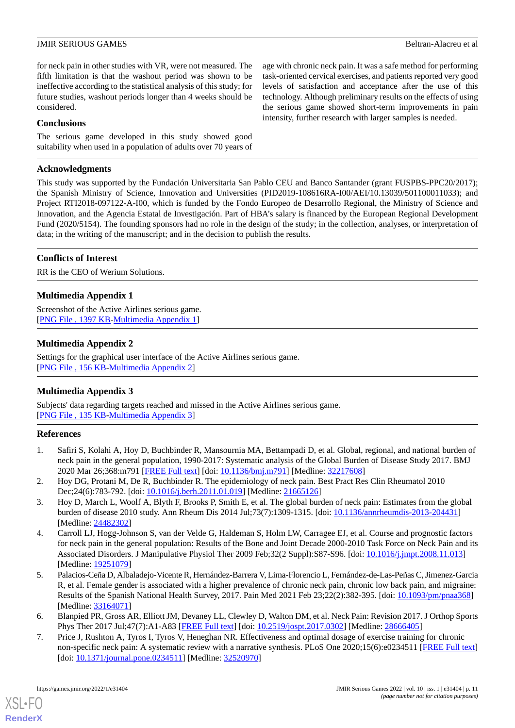for neck pain in other studies with VR, were not measured. The fifth limitation is that the washout period was shown to be ineffective according to the statistical analysis of this study; for future studies, washout periods longer than 4 weeks should be considered.

## Conclusions

The serious game developed in this study showed good suitability when used in a population of adults over 70 years of age with chronic neck pain. It was a safe method for performing task-oriented cervical exercises, and patients reported very good levels of satisfaction and acceptance after the use of this technology. Although preliminary results on the effects of using the serious game showed short-term improvements in pain intensity, further research with larger samples is needed.

## Acknowledgments

This study was supported by the Fundación Universitaria San Pablo CEU and Banco Santander (grant FUSPBS-PPC20/2017); the Spanish Ministry of Science, Innovation and Universities (PID2019-108616RA-I00/AEI/10.13039/501100011033); and Project RTI2018-097122-A-I00, which is funded by the Fondo Europeo de Desarrollo Regional, the Ministry of Science and Innovation, and the Agencia Estatal de Investigación. Part of HBA's salary is financed by the European Regional Development Fund (2020/5154). The founding sponsors had no role in the design of the study; in the collection, analyses, or interpretation of data; in the writing of the manuscript; and in the decision to publish the results.

## Conflicts of Interest

RR is the CEO of Werium Solutions.

## Multimedia Appendix 1

Screenshot of the Active Airlines serious game.
[PNG File , 1397 KB-Multimedia Appendix 1]

## Multimedia Appendix 2

Settings for the graphical user interface of the Active Airlines serious game.
[PNG File , 156 KB-Multimedia Appendix 2]

## Multimedia Appendix 3

Subjects' data regarding targets reached and missed in the Active Airlines serious game.
[PNG File , 135 KB-Multimedia Appendix 3]

## References

1. Safiri S, Kolahi A, Hoy D, Buchbinder R, Mansournia MA, Bettampadi D, et al. Global, regional, and national burden of neck pain in the general population, 1990-2017: Systematic analysis of the Global Burden of Disease Study 2017. BMJ 2020 Mar 26;368:m791 [FREE Full text] [doi: 10.1136/bmj.m791] [Medline: 32217608]
2. Hoy DG, Protani M, De R, Buchbinder R. The epidemiology of neck pain. Best Pract Res Clin Rheumatol 2010 Dec;24(6):783-792. [doi: 10.1016/j.berh.2011.01.019] [Medline: 21665126]
3. Hoy D, March L, Woolf A, Blyth F, Brooks P, Smith E, et al. The global burden of neck pain: Estimates from the global burden of disease 2010 study. Ann Rheum Dis 2014 Jul;73(7):1309-1315. [doi: 10.1136/annrheumdis-2013-204431] [Medline: 24482302]
4. Carroll LJ, Hogg-Johnson S, van der Velde G, Haldeman S, Holm LW, Carragee EJ, et al. Course and prognostic factors for neck pain in the general population: Results of the Bone and Joint Decade 2000-2010 Task Force on Neck Pain and its Associated Disorders. J Manipulative Physiol Ther 2009 Feb;32(2 Suppl):S87-S96. [doi: 10.1016/j.jmpt.2008.11.013] [Medline: 19251079]
5. Palacios-Ceña D, Albaladejo-Vicente R, Hernández-Barrera V, Lima-Florencio L, Fernández-de-Las-Peñas C, Jimenez-Garcia R, et al. Female gender is associated with a higher prevalence of chronic neck pain, chronic low back pain, and migraine: Results of the Spanish National Health Survey, 2017. Pain Med 2021 Feb 23;22(2):382-395. [doi: 10.1093/pm/pnaa368] [Medline: 33164071]
6. Blanpied PR, Gross AR, Elliott JM, Devaney LL, Clewley D, Walton DM, et al. Neck Pain: Revision 2017. J Orthop Sports Phys Ther 2017 Jul;47(7):A1-A83 [FREE Full text] [doi: 10.2519/jospt.2017.0302] [Medline: 28666405]
7. Price J, Rushton A, Tyros I, Tyros V, Heneghan NR. Effectiveness and optimal dosage of exercise training for chronic non-specific neck pain: A systematic review with a narrative synthesis. PLoS One 2020;15(6):e0234511 [FREE Full text] [doi: 10.1371/journal.pone.0234511] [Medline: 32520970]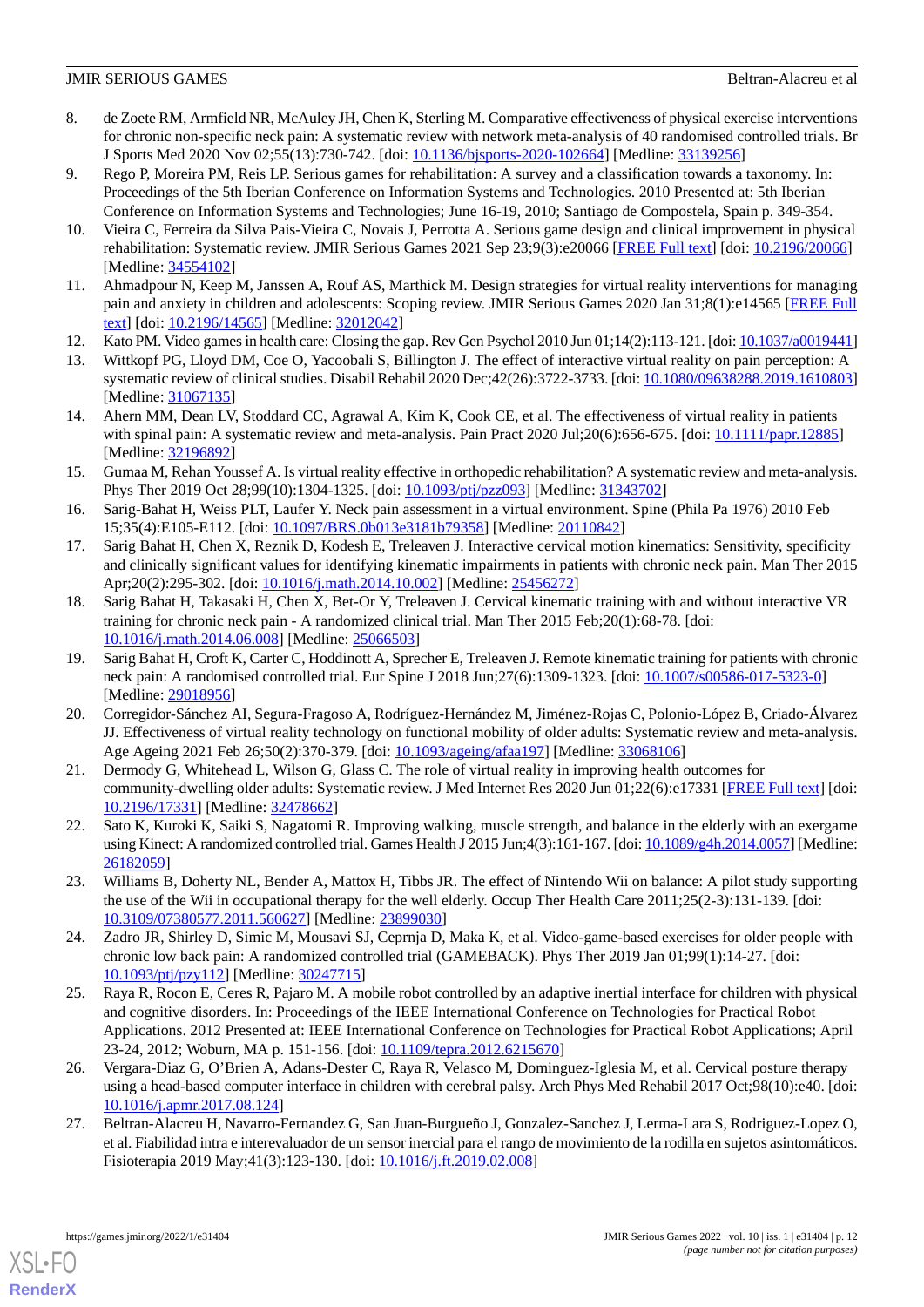8. de Zoete RM, Armfield NR, McAuley JH, Chen K, Sterling M. Comparative effectiveness of physical exercise interventions for chronic non-specific neck pain: A systematic review with network meta-analysis of 40 randomised controlled trials. Br J Sports Med 2020 Nov 02;55(13):730-742. [doi: 10.1136/bjsports-2020-102664] [Medline: 33139256]
9. Rego P, Moreira PM, Reis LP. Serious games for rehabilitation: A survey and a classification towards a taxonomy. In: Proceedings of the 5th Iberian Conference on Information Systems and Technologies. 2010 Presented at: 5th Iberian Conference on Information Systems and Technologies; June 16-19, 2010; Santiago de Compostela, Spain p. 349-354.
10. Vieira C, Ferreira da Silva Pais-Vieira C, Novais J, Perrotta A. Serious game design and clinical improvement in physical rehabilitation: Systematic review. JMIR Serious Games 2021 Sep 23;9(3):e20066 [FREE Full text] [doi: 10.2196/20066] [Medline: 34554102]
11. Ahmadpour N, Keep M, Janssen A, Rouf AS, Marthick M. Design strategies for virtual reality interventions for managing pain and anxiety in children and adolescents: Scoping review. JMIR Serious Games 2020 Jan 31;8(1):e14565 [FREE Full text] [doi: 10.2196/14565] [Medline: 32012042]
12. Kato PM. Video games in health care: Closing the gap. Rev Gen Psychol 2010 Jun 01;14(2):113-121. [doi: 10.1037/a0019441]
13. Wittkopf PG, Lloyd DM, Coe O, Yacoobali S, Billington J. The effect of interactive virtual reality on pain perception: A systematic review of clinical studies. Disabil Rehabil 2020 Dec;42(26):3722-3733. [doi: 10.1080/09638288.2019.1610803] [Medline: 31067135]
14. Ahern MM, Dean LV, Stoddard CC, Agrawal A, Kim K, Cook CE, et al. The effectiveness of virtual reality in patients with spinal pain: A systematic review and meta-analysis. Pain Pract 2020 Jul;20(6):656-675. [doi: 10.1111/papr.12885] [Medline: 32196892]
15. Gumaa M, Rehan Youssef A. Is virtual reality effective in orthopedic rehabilitation? A systematic review and meta-analysis. Phys Ther 2019 Oct 28;99(10):1304-1325. [doi: 10.1093/ptj/pzz093] [Medline: 31343702]
16. Sarig-Bahat H, Weiss PLT, Laufer Y. Neck pain assessment in a virtual environment. Spine (Phila Pa 1976) 2010 Feb 15;35(4):E105-E112. [doi: 10.1097/BRS.0b013e3181b79358] [Medline: 20110842]
17. Sarig Bahat H, Chen X, Reznik D, Kodesh E, Treleaven J. Interactive cervical motion kinematics: Sensitivity, specificity and clinically significant values for identifying kinematic impairments in patients with chronic neck pain. Man Ther 2015 Apr;20(2):295-302. [doi: 10.1016/j.math.2014.10.002] [Medline: 25456272]
18. Sarig Bahat H, Takasaki H, Chen X, Bet-Or Y, Treleaven J. Cervical kinematic training with and without interactive VR training for chronic neck pain - A randomized clinical trial. Man Ther 2015 Feb;20(1):68-78. [doi: 10.1016/j.math.2014.06.008] [Medline: 25066503]
19. Sarig Bahat H, Croft K, Carter C, Hoddinott A, Sprecher E, Treleaven J. Remote kinematic training for patients with chronic neck pain: A randomised controlled trial. Eur Spine J 2018 Jun;27(6):1309-1323. [doi: 10.1007/s00586-017-5323-0] [Medline: 29018956]
20. Corregidor-Sánchez AI, Segura-Fragoso A, Rodríguez-Hernández M, Jiménez-Rojas C, Polonio-López B, Criado-Álvarez JJ. Effectiveness of virtual reality technology on functional mobility of older adults: Systematic review and meta-analysis. Age Ageing 2021 Feb 26;50(2):370-379. [doi: 10.1093/ageing/afaa197] [Medline: 33068106]
21. Dermody G, Whitehead L, Wilson G, Glass C. The role of virtual reality in improving health outcomes for community-dwelling older adults: Systematic review. J Med Internet Res 2020 Jun 01;22(6):e17331 [FREE Full text] [doi: 10.2196/17331] [Medline: 32478662]
22. Sato K, Kuroki K, Saiki S, Nagatomi R. Improving walking, muscle strength, and balance in the elderly with an exergame using Kinect: A randomized controlled trial. Games Health J 2015 Jun;4(3):161-167. [doi: 10.1089/g4h.2014.0057] [Medline: 26182059]
23. Williams B, Doherty NL, Bender A, Mattox H, Tibbs JR. The effect of Nintendo Wii on balance: A pilot study supporting the use of the Wii in occupational therapy for the well elderly. Occup Ther Health Care 2011;25(2-3):131-139. [doi: 10.3109/07380577.2011.560627] [Medline: 23899030]
24. Zadro JR, Shirley D, Simic M, Mousavi SJ, Ceprnja D, Maka K, et al. Video-game-based exercises for older people with chronic low back pain: A randomized controlled trial (GAMEBACK). Phys Ther 2019 Jan 01;99(1):14-27. [doi: 10.1093/ptj/pzy112] [Medline: 30247715]
25. Raya R, Rocon E, Ceres R, Pajaro M. A mobile robot controlled by an adaptive inertial interface for children with physical and cognitive disorders. In: Proceedings of the IEEE International Conference on Technologies for Practical Robot Applications. 2012 Presented at: IEEE International Conference on Technologies for Practical Robot Applications; April 23-24, 2012; Woburn, MA p. 151-156. [doi: 10.1109/tepra.2012.6215670]
26. Vergara-Diaz G, O'Brien A, Adans-Dester C, Raya R, Velasco M, Dominguez-Iglesia M, et al. Cervical posture therapy using a head-based computer interface in children with cerebral palsy. Arch Phys Med Rehabil 2017 Oct;98(10):e40. [doi: 10.1016/j.apmr.2017.08.124]
27. Beltran-Alacreu H, Navarro-Fernandez G, San Juan-Burgueño J, Gonzalez-Sanchez J, Lerma-Lara S, Rodriguez-Lopez O, et al. Fiabilidad intra e interevaluador de un sensor inercial para el rango de movimiento de la rodilla en sujetos asintomáticos. Fisioterapia 2019 May;41(3):123-130. [doi: 10.1016/j.ft.2019.02.008]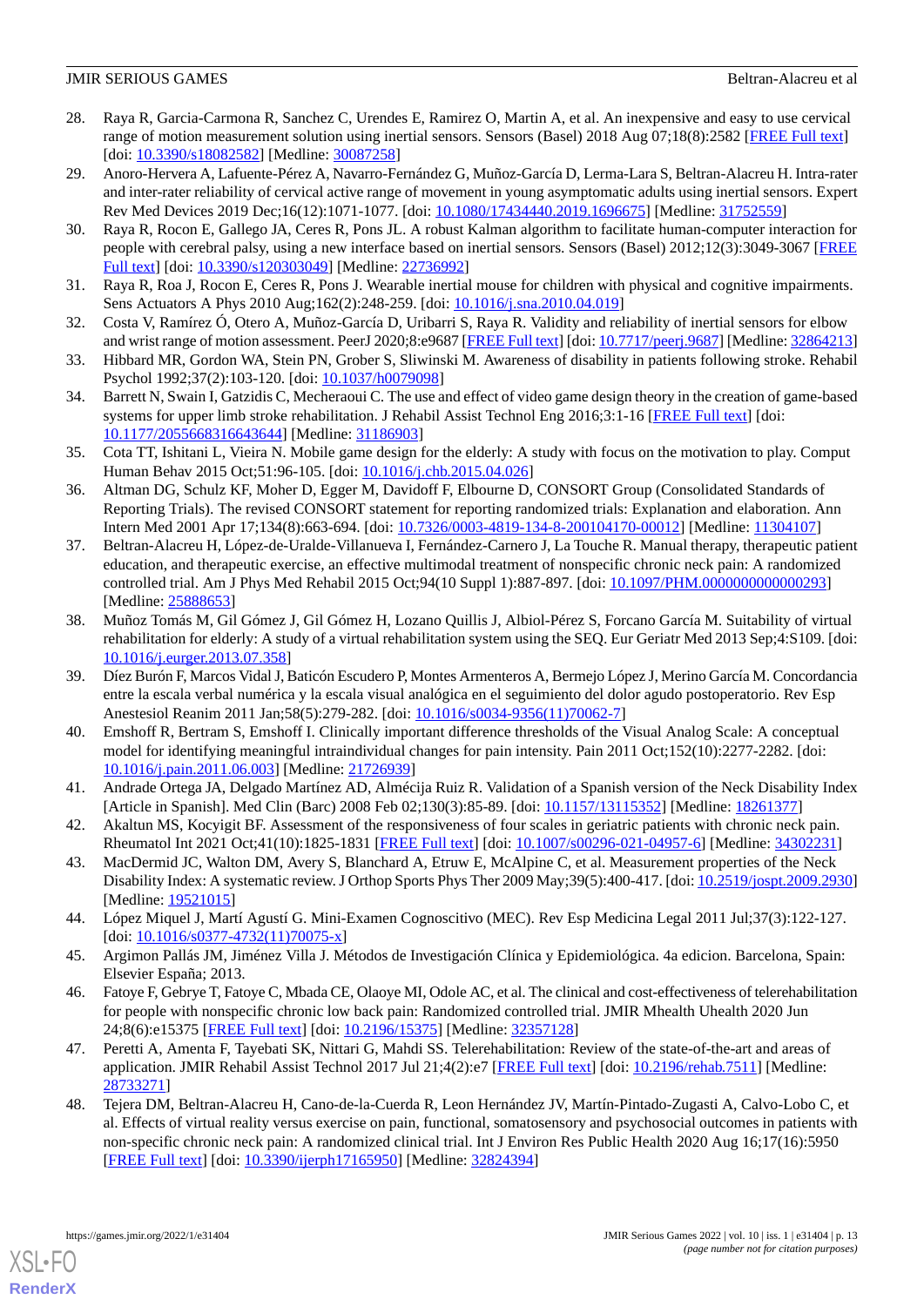28. Raya R, Garcia-Carmona R, Sanchez C, Urendes E, Ramirez O, Martin A, et al. An inexpensive and easy to use cervical range of motion measurement solution using inertial sensors. Sensors (Basel) 2018 Aug 07;18(8):2582 [FREE Full text] [doi: 10.3390/s18082582] [Medline: 30087258]
29. Anoro-Hervera A, Lafuente-Pérez A, Navarro-Fernández G, Muñoz-García D, Lerma-Lara S, Beltran-Alacreu H. Intra-rater and inter-rater reliability of cervical active range of movement in young asymptomatic adults using inertial sensors. Expert Rev Med Devices 2019 Dec;16(12):1071-1077. [doi: 10.1080/17434440.2019.1696675] [Medline: 31752559]
30. Raya R, Rocon E, Gallego JA, Ceres R, Pons JL. A robust Kalman algorithm to facilitate human-computer interaction for people with cerebral palsy, using a new interface based on inertial sensors. Sensors (Basel) 2012;12(3):3049-3067 [FREE Full text] [doi: 10.3390/s120303049] [Medline: 22736992]
31. Raya R, Roa J, Rocon E, Ceres R, Pons J. Wearable inertial mouse for children with physical and cognitive impairments. Sens Actuators A Phys 2010 Aug;162(2):248-259. [doi: 10.1016/j.sna.2010.04.019]
32. Costa V, Ramírez Ó, Otero A, Muñoz-García D, Uribarri S, Raya R. Validity and reliability of inertial sensors for elbow and wrist range of motion assessment. PeerJ 2020;8:e9687 [FREE Full text] [doi: 10.7717/peerj.9687] [Medline: 32864213]
33. Hibbard MR, Gordon WA, Stein PN, Grober S, Sliwinski M. Awareness of disability in patients following stroke. Rehabil Psychol 1992;37(2):103-120. [doi: 10.1037/h0079098]
34. Barrett N, Swain I, Gatzidis C, Mecheraoui C. The use and effect of video game design theory in the creation of game-based systems for upper limb stroke rehabilitation. J Rehabil Assist Technol Eng 2016;3:1-16 [FREE Full text] [doi: 10.1177/2055668316643644] [Medline: 31186903]
35. Cota TT, Ishitani L, Vieira N. Mobile game design for the elderly: A study with focus on the motivation to play. Comput Human Behav 2015 Oct;51:96-105. [doi: 10.1016/j.chb.2015.04.026]
36. Altman DG, Schulz KF, Moher D, Egger M, Davidoff F, Elbourne D, CONSORT Group (Consolidated Standards of Reporting Trials). The revised CONSORT statement for reporting randomized trials: Explanation and elaboration. Ann Intern Med 2001 Apr 17;134(8):663-694. [doi: 10.7326/0003-4819-134-8-200104170-00012] [Medline: 11304107]
37. Beltran-Alacreu H, López-de-Uralde-Villanueva I, Fernández-Carnero J, La Touche R. Manual therapy, therapeutic patient education, and therapeutic exercise, an effective multimodal treatment of nonspecific chronic neck pain: A randomized controlled trial. Am J Phys Med Rehabil 2015 Oct;94(10 Suppl 1):887-897. [doi: 10.1097/PHM.0000000000000293] [Medline: 25888653]
38. Muñoz Tomás M, Gil Gómez J, Gil Gómez H, Lozano Quillis J, Albiol-Pérez S, Forcano García M. Suitability of virtual rehabilitation for elderly: A study of a virtual rehabilitation system using the SEQ. Eur Geriatr Med 2013 Sep;4:S109. [doi: 10.1016/j.eurger.2013.07.358]
39. Díez Burón F, Marcos Vidal J, Baticón Escudero P, Montes Armenteros A, Bermejo López J, Merino García M. Concordancia entre la escala verbal numérica y la escala visual analógica en el seguimiento del dolor agudo postoperatorio. Rev Esp Anestesiol Reanim 2011 Jan;58(5):279-282. [doi: 10.1016/s0034-9356(11)70062-7]
40. Emshoff R, Bertram S, Emshoff I. Clinically important difference thresholds of the Visual Analog Scale: A conceptual model for identifying meaningful intraindividual changes for pain intensity. Pain 2011 Oct;152(10):2277-2282. [doi: 10.1016/j.pain.2011.06.003] [Medline: 21726939]
41. Andrade Ortega JA, Delgado Martínez AD, Almécija Ruiz R. Validation of a Spanish version of the Neck Disability Index [Article in Spanish]. Med Clin (Barc) 2008 Feb 02;130(3):85-89. [doi: 10.1157/13115352] [Medline: 18261377]
42. Akaltun MS, Kocyigit BF. Assessment of the responsiveness of four scales in geriatric patients with chronic neck pain. Rheumatol Int 2021 Oct;41(10):1825-1831 [FREE Full text] [doi: 10.1007/s00296-021-04957-6] [Medline: 34302231]
43. MacDermid JC, Walton DM, Avery S, Blanchard A, Etruw E, McAlpine C, et al. Measurement properties of the Neck Disability Index: A systematic review. J Orthop Sports Phys Ther 2009 May;39(5):400-417. [doi: 10.2519/jospt.2009.2930] [Medline: 19521015]
44. López Miquel J, Martí Agustí G. Mini-Examen Cognoscitivo (MEC). Rev Esp Medicina Legal 2011 Jul;37(3):122-127. [doi: 10.1016/s0377-4732(11)70075-x]
45. Argimon Pallás JM, Jiménez Villa J. Métodos de Investigación Clínica y Epidemiológica. 4a edicion. Barcelona, Spain: Elsevier España; 2013.
46. Fatoye F, Gebrye T, Fatoye C, Mbada CE, Olaoye MI, Odole AC, et al. The clinical and cost-effectiveness of telerehabilitation for people with nonspecific chronic low back pain: Randomized controlled trial. JMIR Mhealth Uhealth 2020 Jun 24;8(6):e15375 [FREE Full text] [doi: 10.2196/15375] [Medline: 32357128]
47. Peretti A, Amenta F, Tayebati SK, Nittari G, Mahdi SS. Telerehabilitation: Review of the state-of-the-art and areas of application. JMIR Rehabil Assist Technol 2017 Jul 21;4(2):e7 [FREE Full text] [doi: 10.2196/rehab.7511] [Medline: 28733271]
48. Tejera DM, Beltran-Alacreu H, Cano-de-la-Cuerda R, Leon Hernández JV, Martín-Pintado-Zugasti A, Calvo-Lobo C, et al. Effects of virtual reality versus exercise on pain, functional, somatosensory and psychosocial outcomes in patients with non-specific chronic neck pain: A randomized clinical trial. Int J Environ Res Public Health 2020 Aug 16;17(16):5950 [FREE Full text] [doi: 10.3390/ijerph17165950] [Medline: 32824394]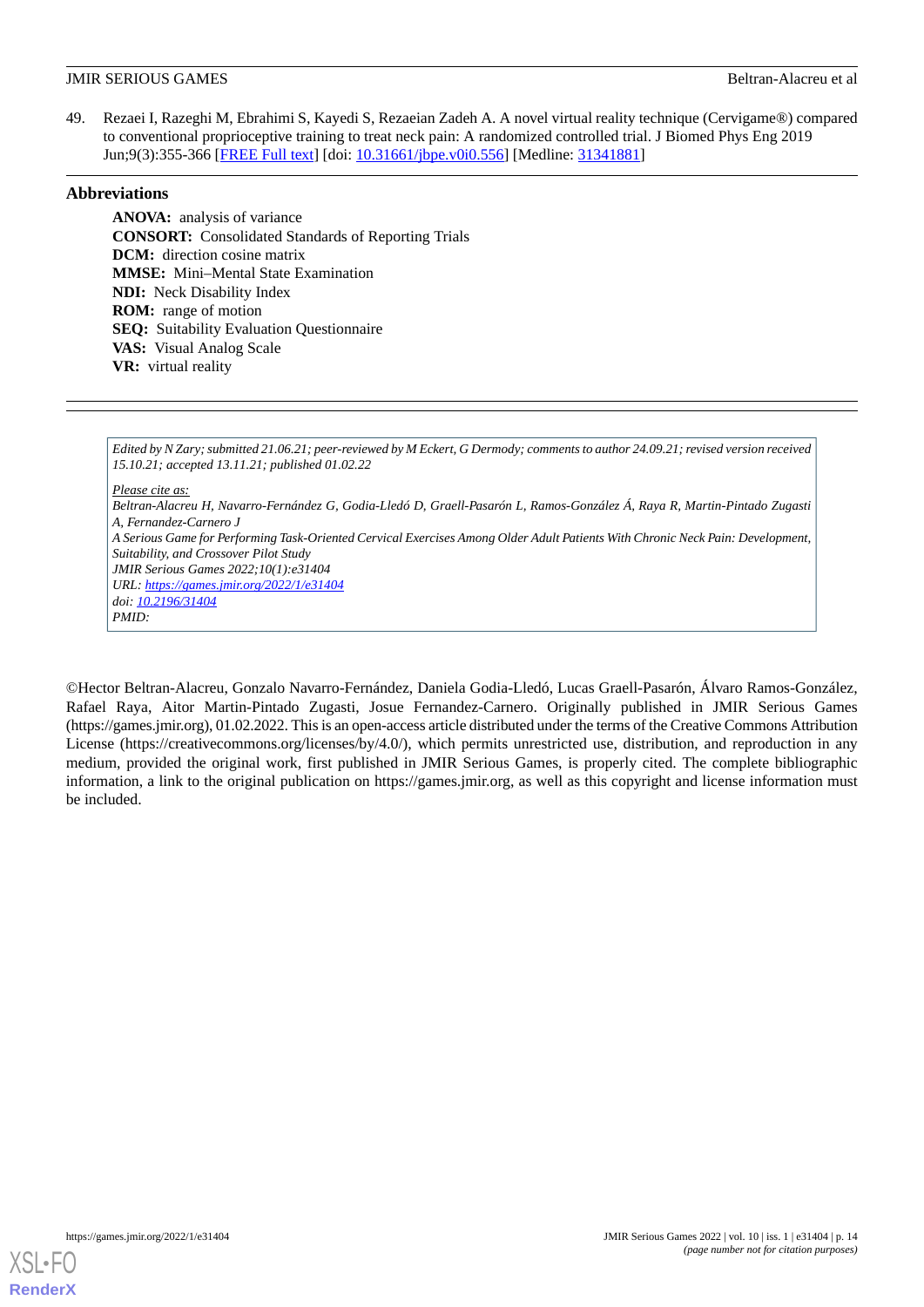49. Rezaei I, Razeghi M, Ebrahimi S, Kayedi S, Rezaeian Zadeh A. A novel virtual reality technique (Cervigame®) compared to conventional proprioceptive training to treat neck pain: A randomized controlled trial. J Biomed Phys Eng 2019 Jun;9(3):355-366 [FREE Full text] [doi: 10.31661/jbpe.v0i0.556] [Medline: 31341881]

## Abbreviations

**ANOVA:** analysis of variance
**CONSORT:** Consolidated Standards of Reporting Trials
**DCM:** direction cosine matrix
**MMSE:** Mini–Mental State Examination
**NDI:** Neck Disability Index
**ROM:** range of motion
**SEQ:** Suitability Evaluation Questionnaire
**VAS:** Visual Analog Scale
**VR:** virtual reality

---

*Edited by N Zary; submitted 21.06.21; peer-reviewed by M Eckert, G Dermody; comments to author 24.09.21; revised version received 15.10.21; accepted 13.11.21; published 01.02.22*

*Please cite as:*
*Beltran-Alacreu H, Navarro-Fernández G, Godia-Lledó D, Graell-Pasarón L, Ramos-González Á, Raya R, Martin-Pintado Zugasti A, Fernandez-Carnero J*
*A Serious Game for Performing Task-Oriented Cervical Exercises Among Older Adult Patients With Chronic Neck Pain: Development, Suitability, and Crossover Pilot Study*
*JMIR Serious Games 2022;10(1):e31404*
*URL: https://games.jmir.org/2022/1/e31404*
*doi: 10.2196/31404*
*PMID:*

©Hector Beltran-Alacreu, Gonzalo Navarro-Fernández, Daniela Godia-Lledó, Lucas Graell-Pasarón, Álvaro Ramos-González, Rafael Raya, Aitor Martin-Pintado Zugasti, Josue Fernandez-Carnero. Originally published in JMIR Serious Games (https://games.jmir.org), 01.02.2022. This is an open-access article distributed under the terms of the Creative Commons Attribution License (https://creativecommons.org/licenses/by/4.0/), which permits unrestricted use, distribution, and reproduction in any medium, provided the original work, first published in JMIR Serious Games, is properly cited. The complete bibliographic information, a link to the original publication on https://games.jmir.org, as well as this copyright and license information must be included.